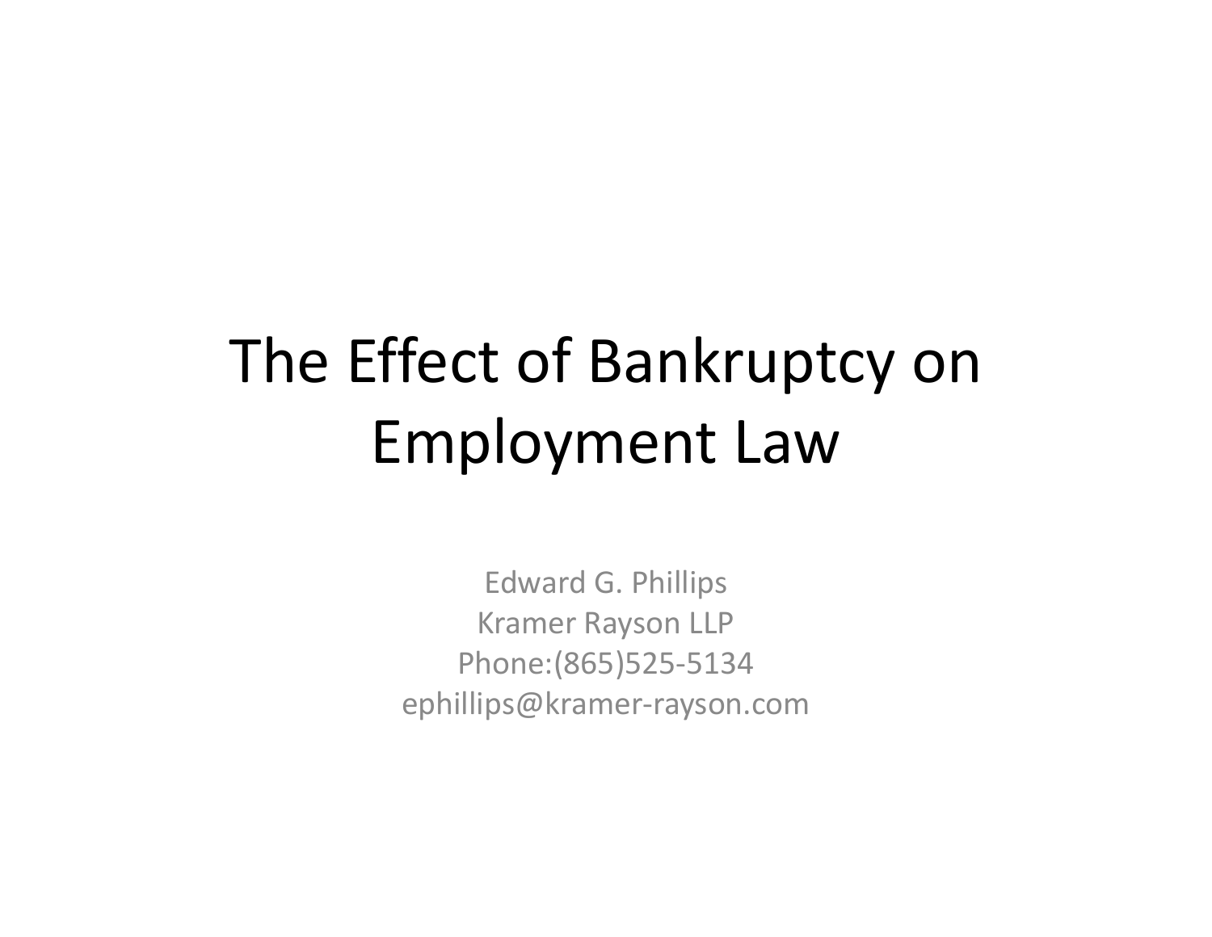# The Effect of Bankruptcy on Employment Law

Edward G. Phillips
Kramer Rayson LLP
Phone:(865)525-5134
ephillips@kramer-rayson.com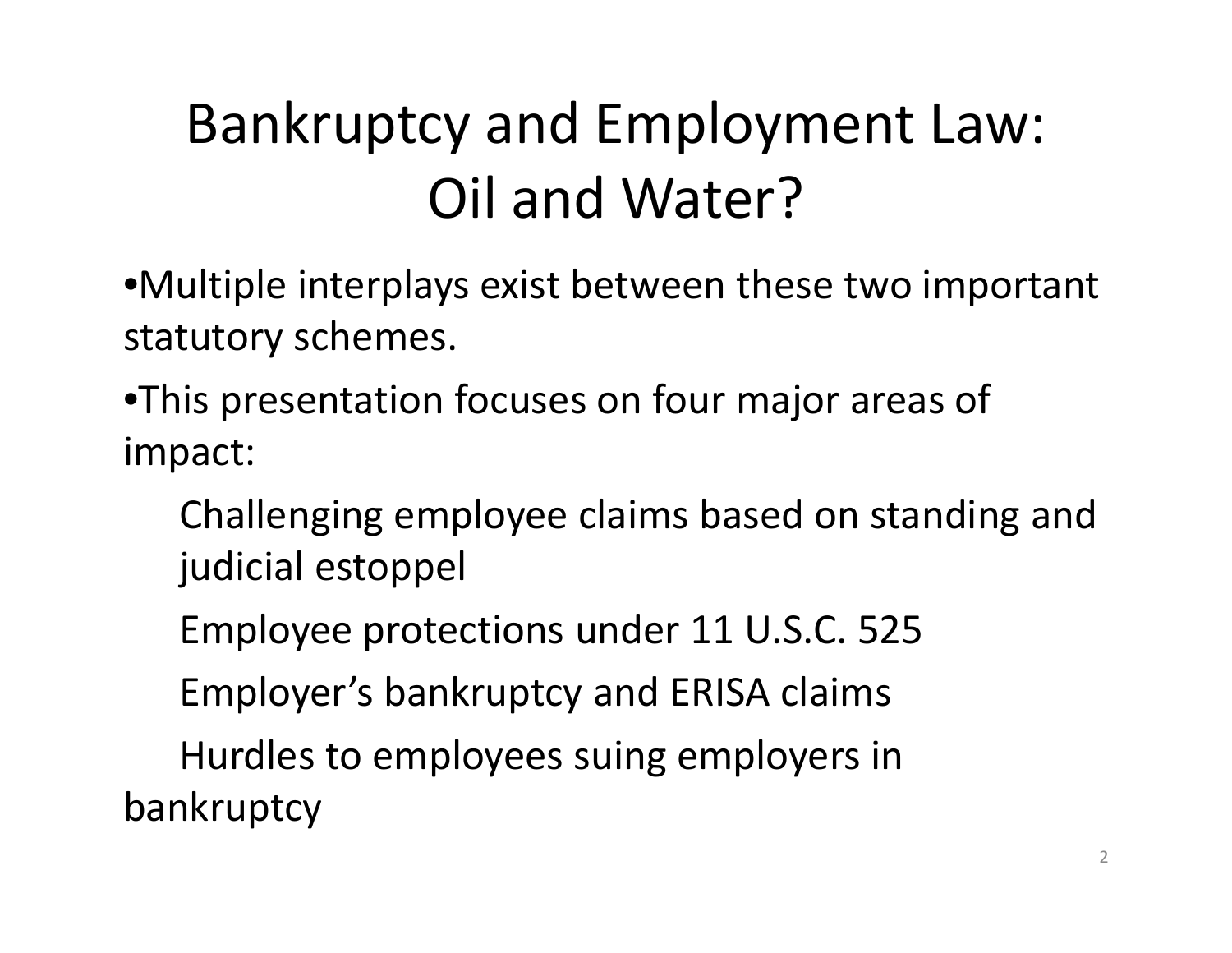# Bankruptcy and Employment Law: Oil and Water?

- Multiple interplays exist between these two important statutory schemes.
- This presentation focuses on four major areas of impact:
  - Challenging employee claims based on standing and judicial estoppel
  - Employee protections under 11 U.S.C. 525
  - Employer's bankruptcy and ERISA claims
  - Hurdles to employees suing employers in bankruptcy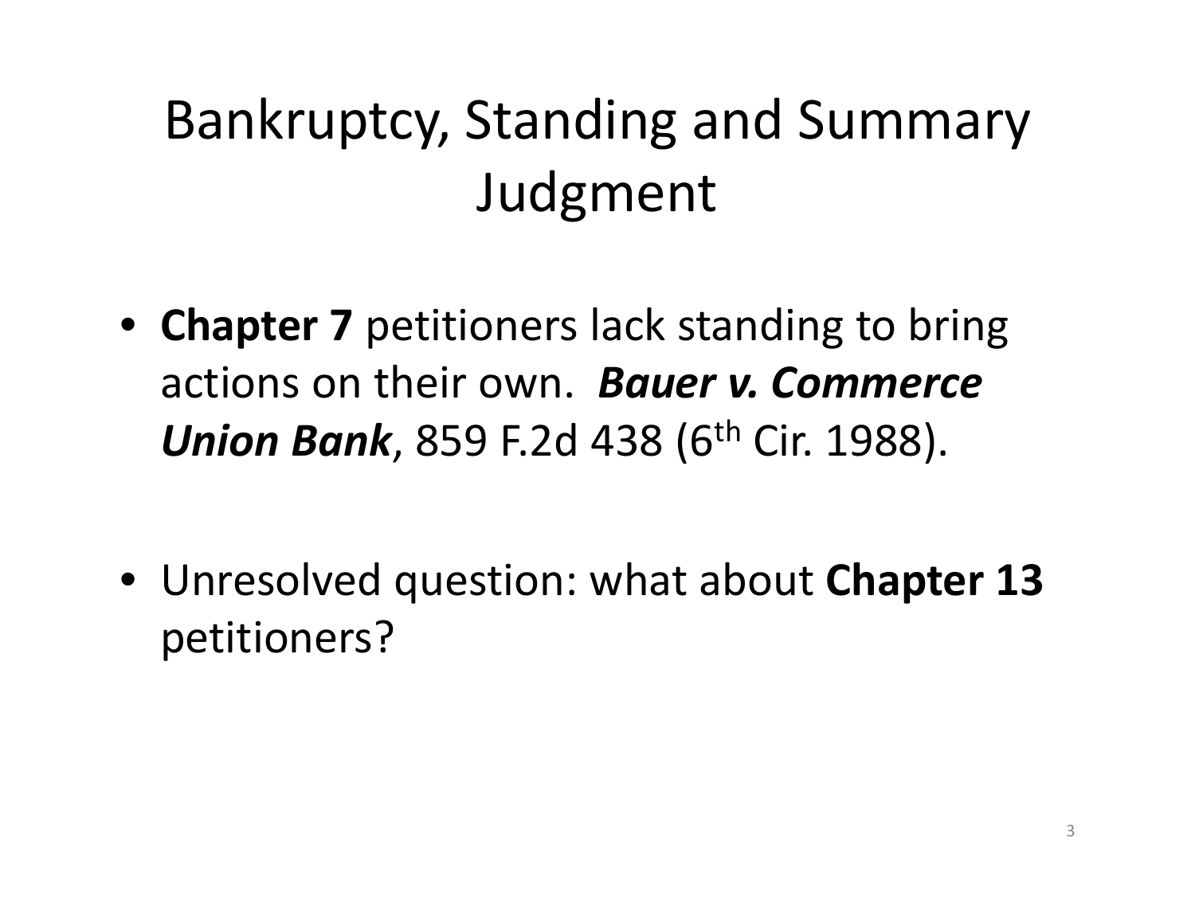# Bankruptcy, Standing and Summary Judgment

- **Chapter 7** petitioners lack standing to bring actions on their own. ***Bauer v. Commerce Union Bank***, 859 F.2d 438 (6th Cir. 1988).

- Unresolved question: what about **Chapter 13** petitioners?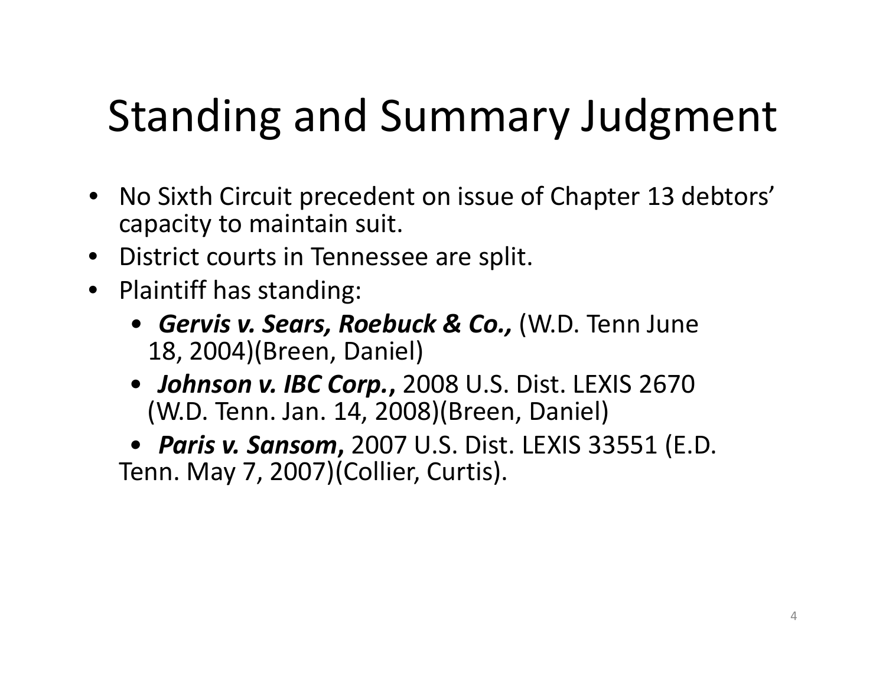# Standing and Summary Judgment

- No Sixth Circuit precedent on issue of Chapter 13 debtors' capacity to maintain suit.
- District courts in Tennessee are split.
- Plaintiff has standing:
  - ***Gervis v. Sears, Roebuck & Co.,*** (W.D. Tenn June 18, 2004)(Breen, Daniel)
  - ***Johnson v. IBC Corp.*****,** 2008 U.S. Dist. LEXIS 2670 (W.D. Tenn. Jan. 14, 2008)(Breen, Daniel)
  - ***Paris v. Sansom*****,** 2007 U.S. Dist. LEXIS 33551 (E.D. Tenn. May 7, 2007)(Collier, Curtis).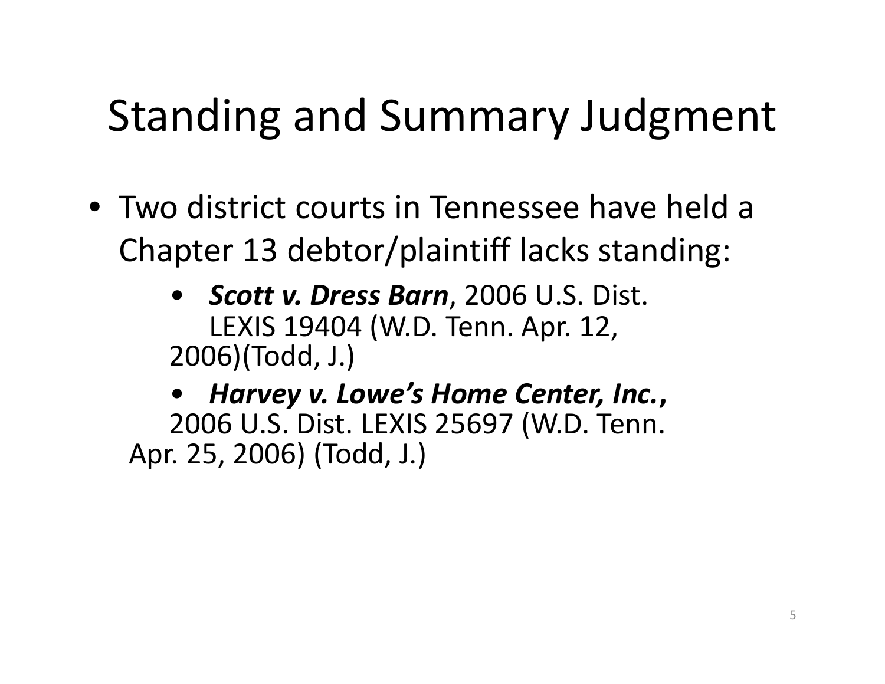# Standing and Summary Judgment

- Two district courts in Tennessee have held a Chapter 13 debtor/plaintiff lacks standing:
  - ***Scott v. Dress Barn***, 2006 U.S. Dist. LEXIS 19404 (W.D. Tenn. Apr. 12, 2006)(Todd, J.)
  - ***Harvey v. Lowe's Home Center, Inc.***, 2006 U.S. Dist. LEXIS 25697 (W.D. Tenn. Apr. 25, 2006) (Todd, J.)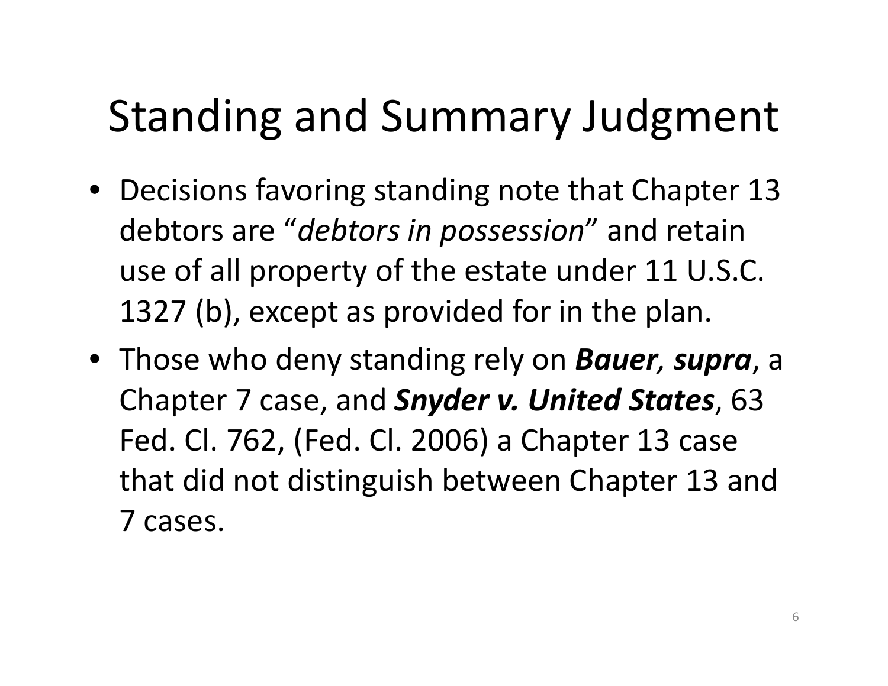# Standing and Summary Judgment

- Decisions favoring standing note that Chapter 13 debtors are "*debtors in possession*" and retain use of all property of the estate under 11 U.S.C. 1327 (b), except as provided for in the plan.
- Those who deny standing rely on ***Bauer, supra***, a Chapter 7 case, and ***Snyder v. United States***, 63 Fed. Cl. 762, (Fed. Cl. 2006) a Chapter 13 case that did not distinguish between Chapter 13 and 7 cases.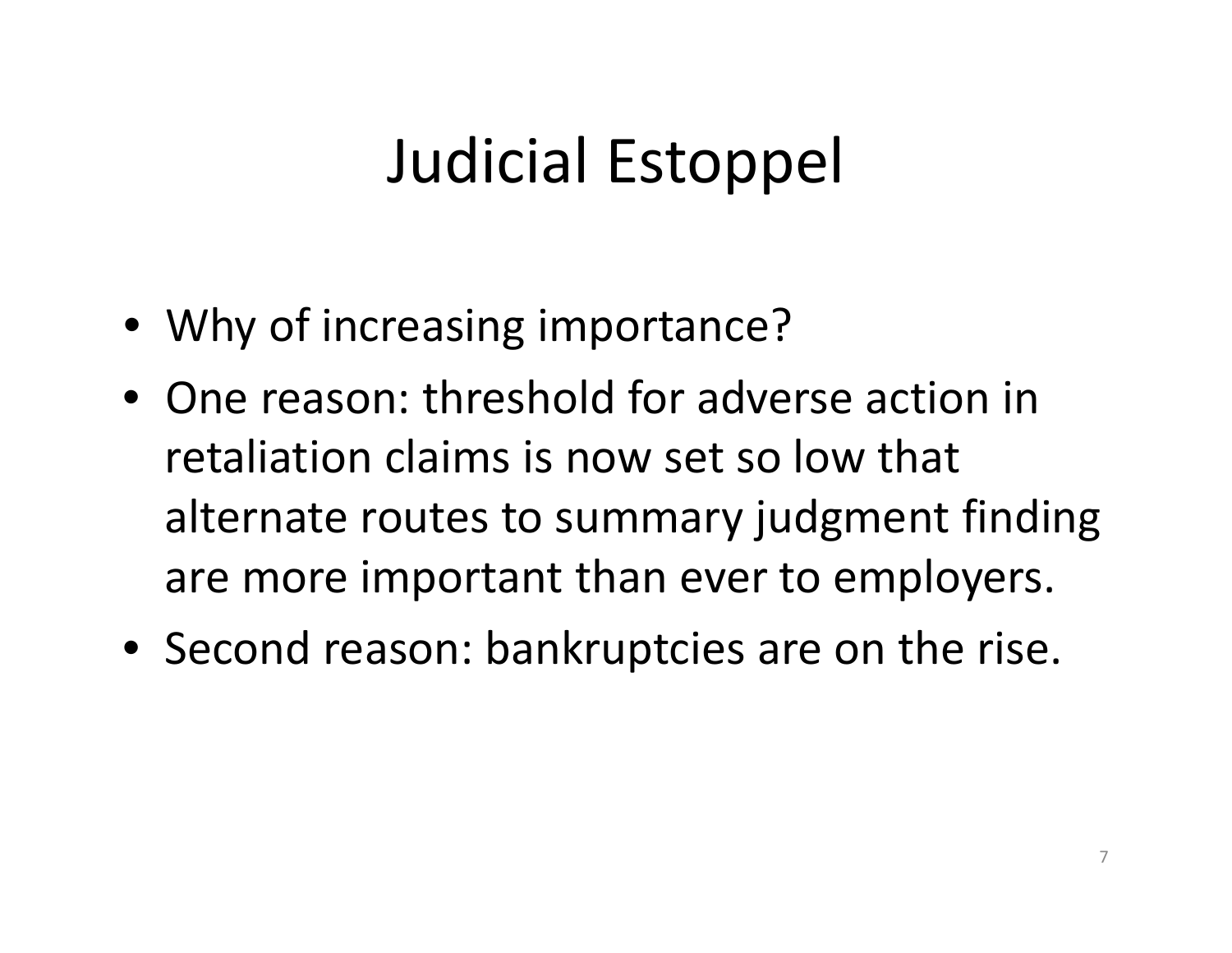# Judicial Estoppel

- Why of increasing importance?
- One reason: threshold for adverse action in retaliation claims is now set so low that alternate routes to summary judgment finding are more important than ever to employers.
- Second reason: bankruptcies are on the rise.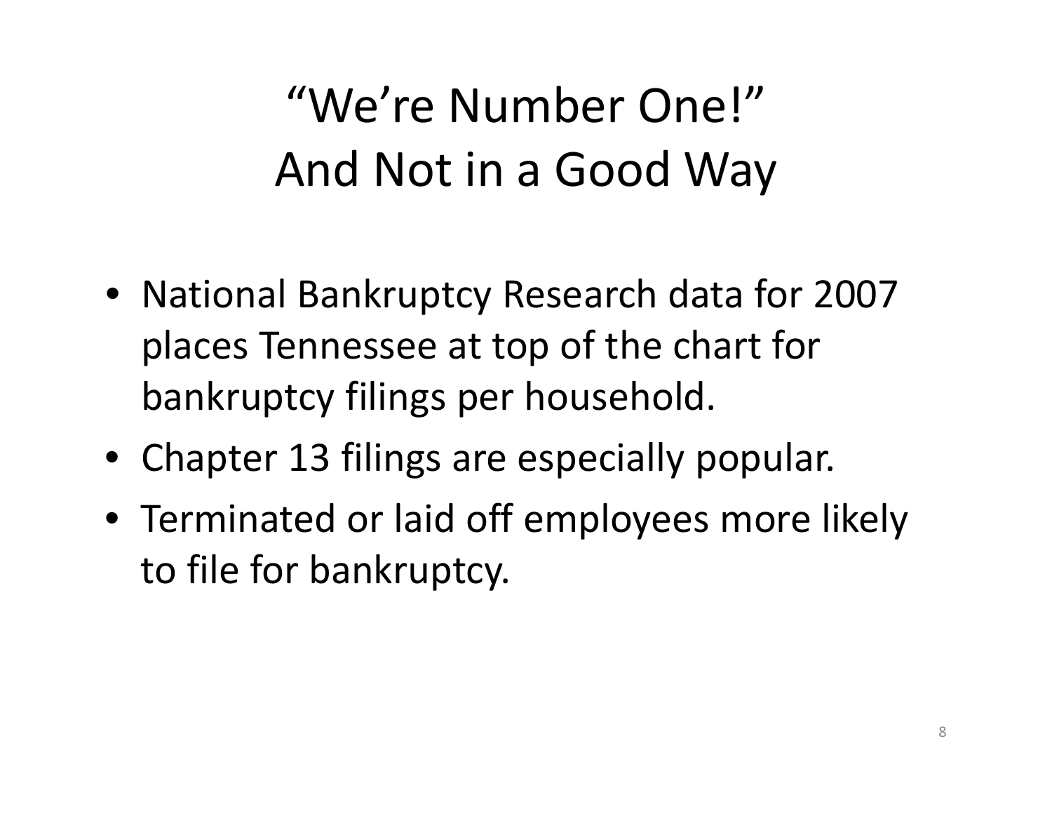# "We're Number One!" And Not in a Good Way

- National Bankruptcy Research data for 2007 places Tennessee at top of the chart for bankruptcy filings per household.
- Chapter 13 filings are especially popular.
- Terminated or laid off employees more likely to file for bankruptcy.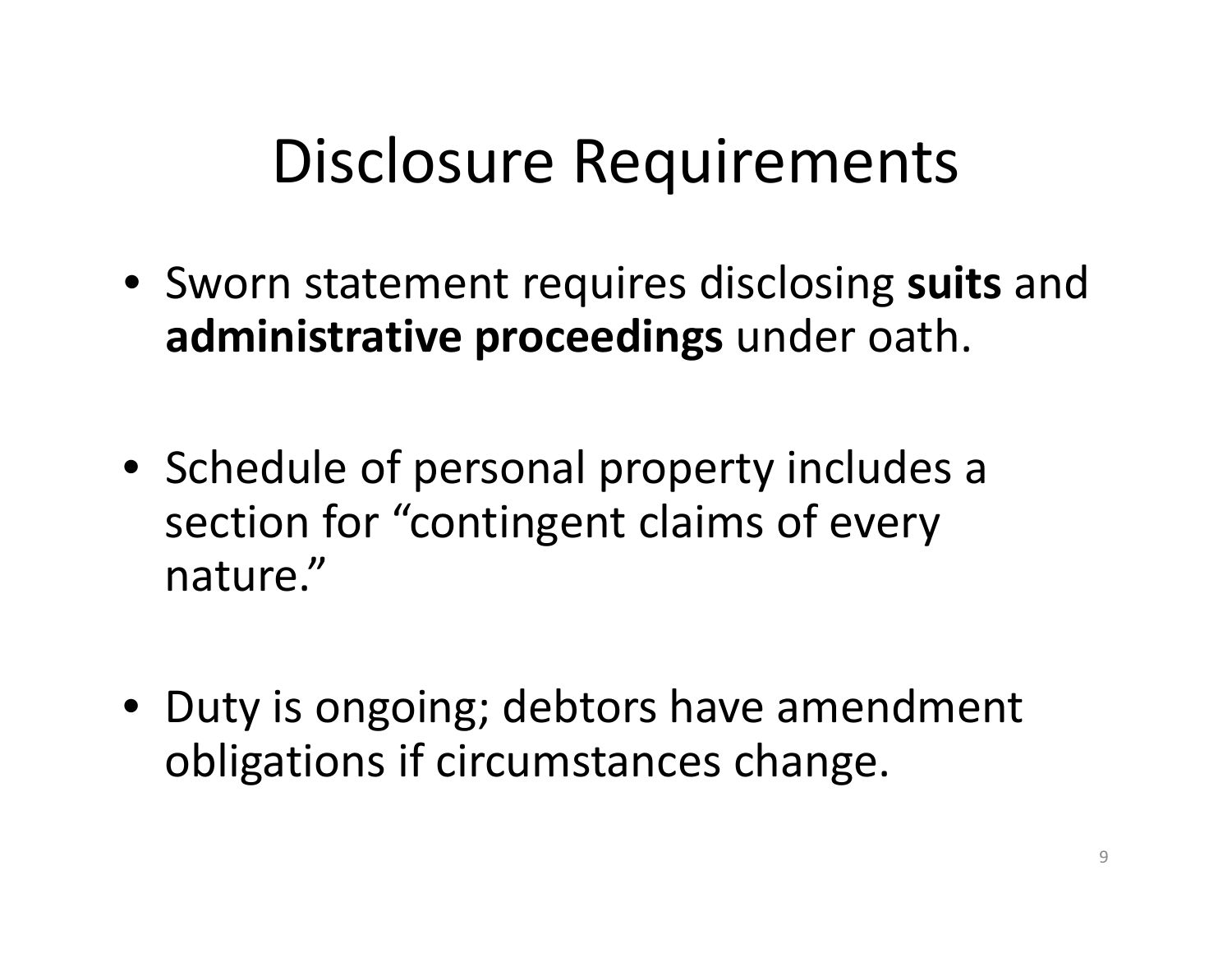# Disclosure Requirements

- Sworn statement requires disclosing **suits** and **administrative proceedings** under oath.
- Schedule of personal property includes a section for "contingent claims of every nature."
- Duty is ongoing; debtors have amendment obligations if circumstances change.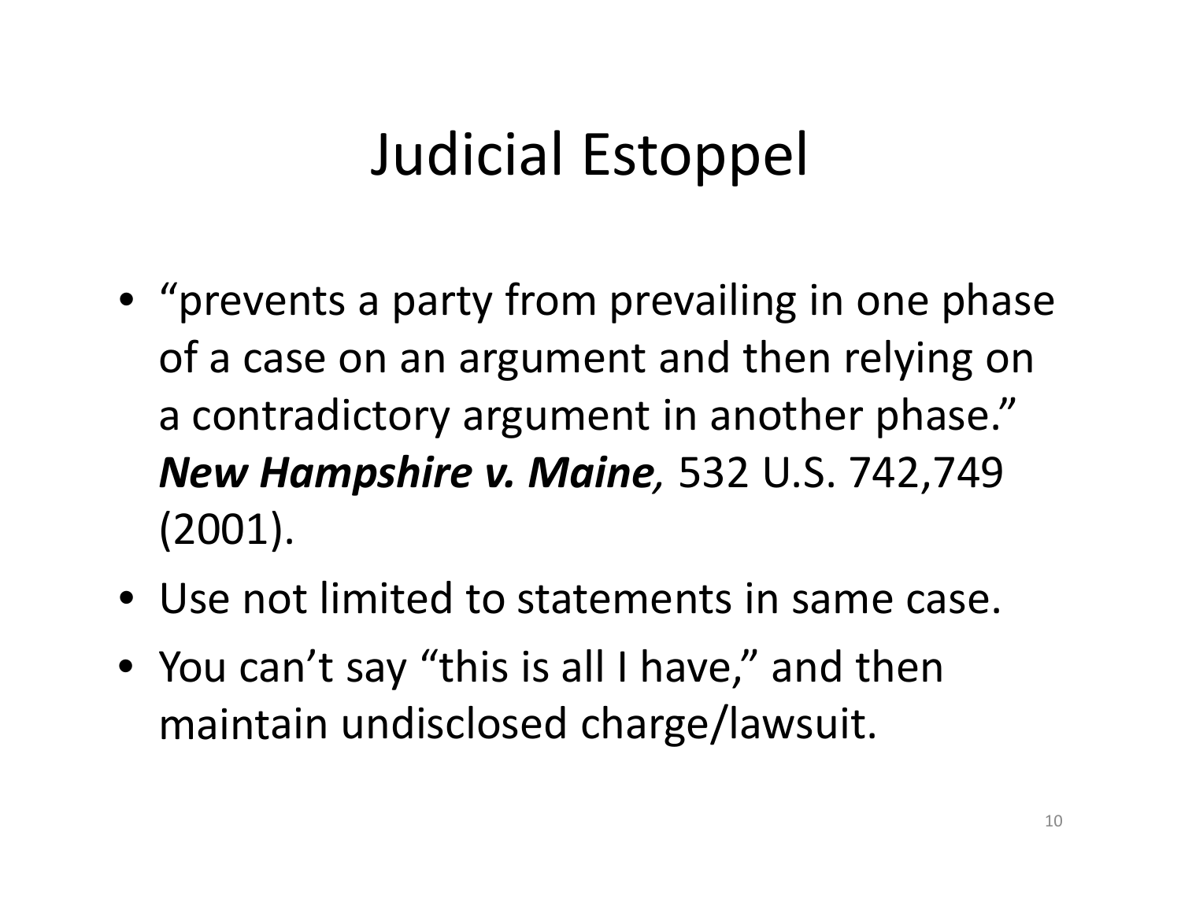# Judicial Estoppel

- "prevents a party from prevailing in one phase of a case on an argument and then relying on a contradictory argument in another phase." ***New Hampshire v. Maine,*** 532 U.S. 742,749 (2001).
- Use not limited to statements in same case.
- You can't say "this is all I have," and then maintain undisclosed charge/lawsuit.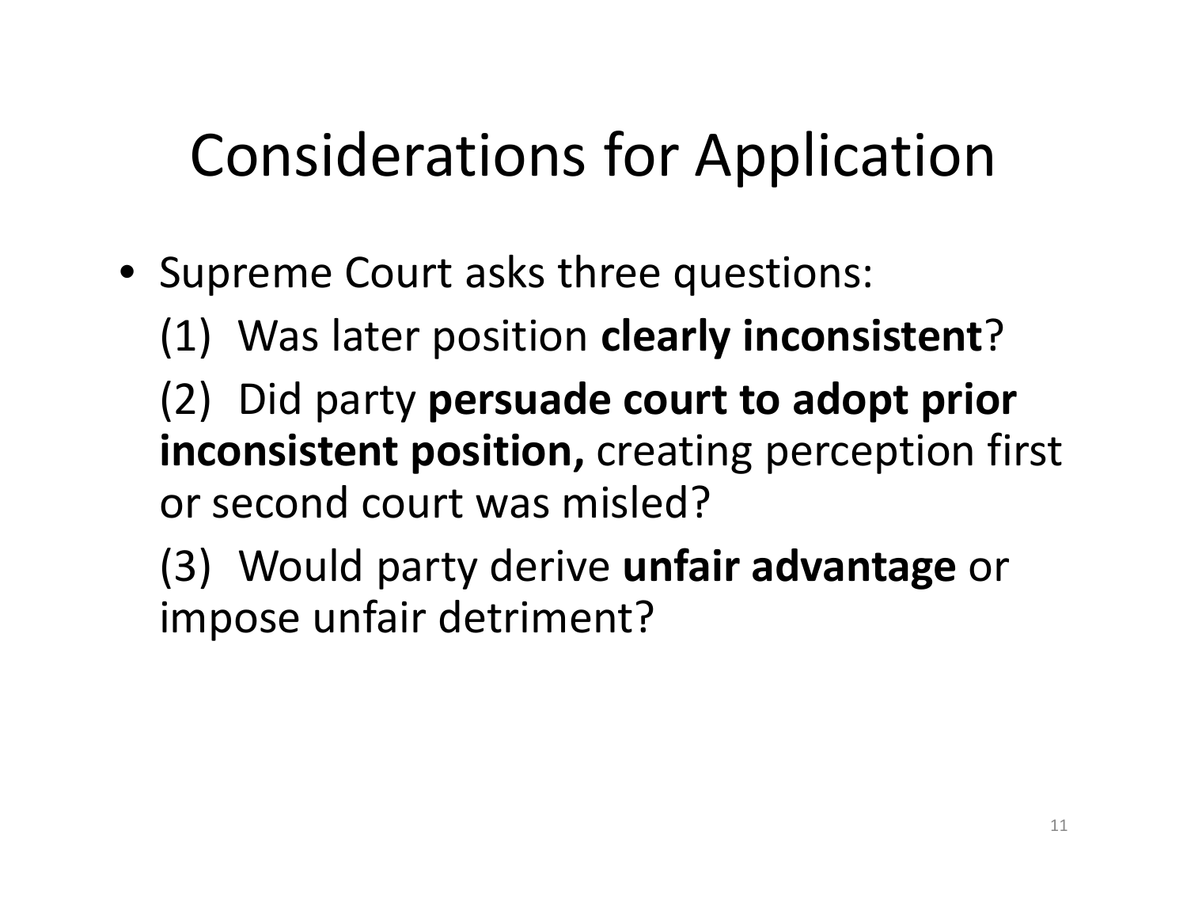# Considerations for Application

- Supreme Court asks three questions:

  (1) Was later position **clearly inconsistent**?

  (2) Did party **persuade court to adopt prior inconsistent position,** creating perception first or second court was misled?

  (3) Would party derive **unfair advantage** or impose unfair detriment?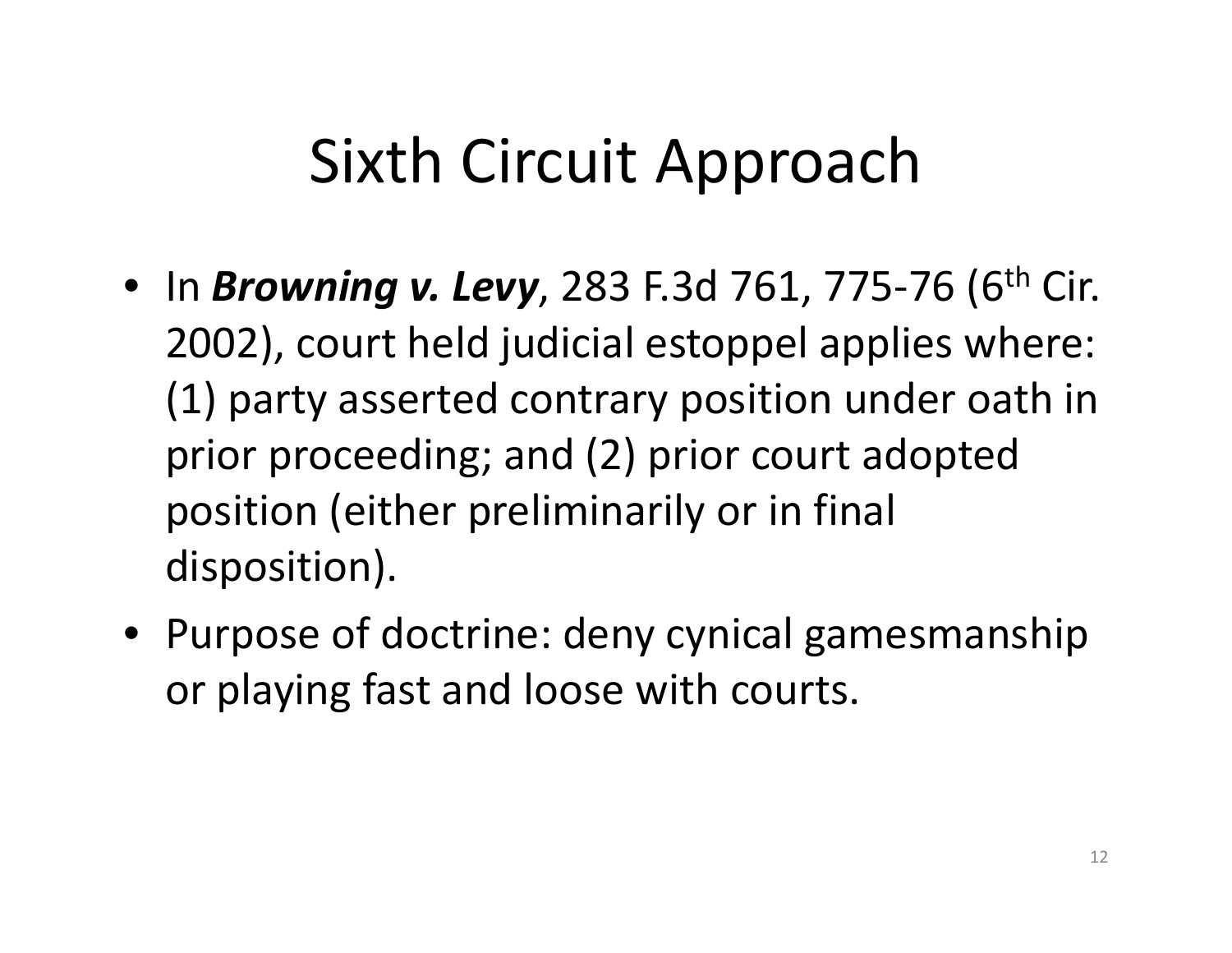# Sixth Circuit Approach

- In ***Browning v. Levy***, 283 F.3d 761, 775-76 (6th Cir. 2002), court held judicial estoppel applies where: (1) party asserted contrary position under oath in prior proceeding; and (2) prior court adopted position (either preliminarily or in final disposition).
- Purpose of doctrine: deny cynical gamesmanship or playing fast and loose with courts.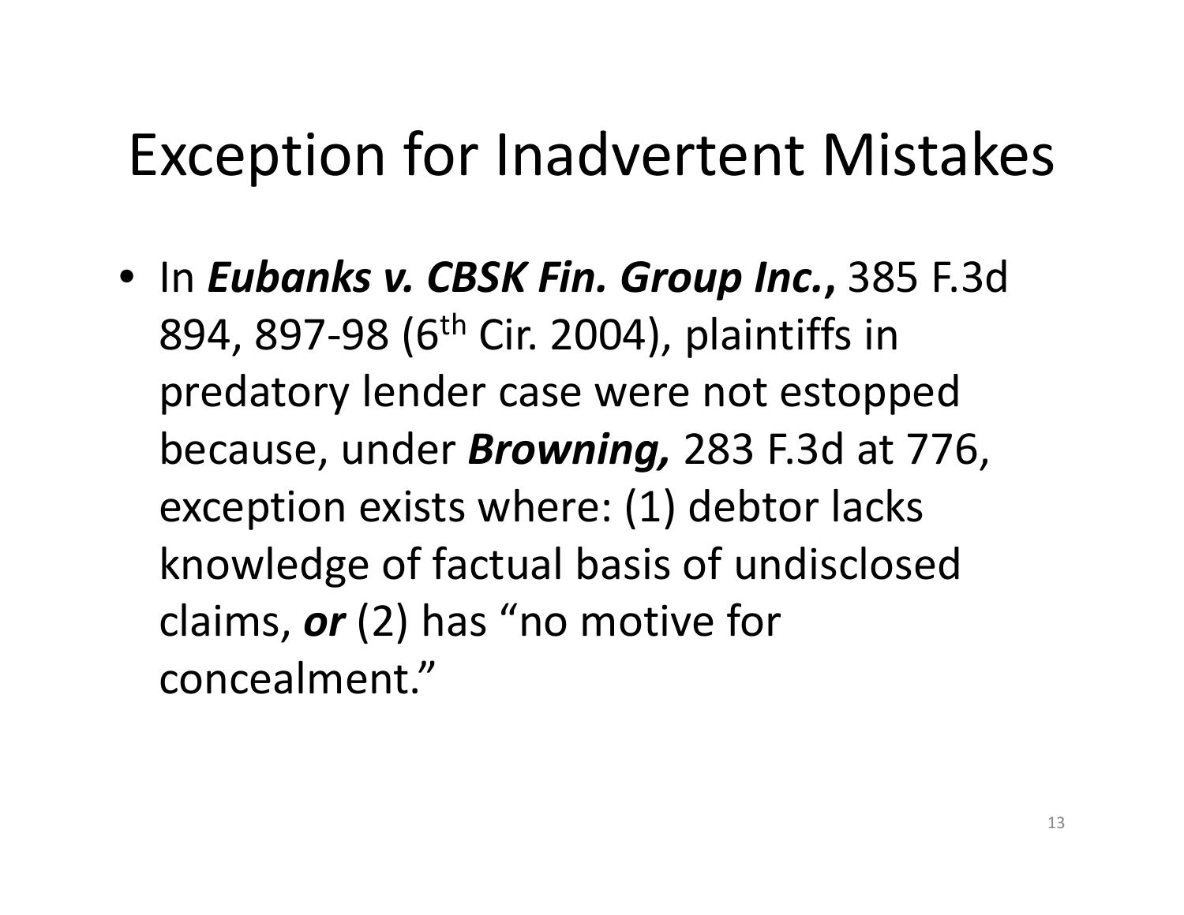# Exception for Inadvertent Mistakes

- In ***Eubanks v. CBSK Fin. Group Inc.*,** 385 F.3d 894, 897-98 (6th Cir. 2004), plaintiffs in predatory lender case were not estopped because, under ***Browning,*** 283 F.3d at 776, exception exists where: (1) debtor lacks knowledge of factual basis of undisclosed claims, ***or*** (2) has "no motive for concealment."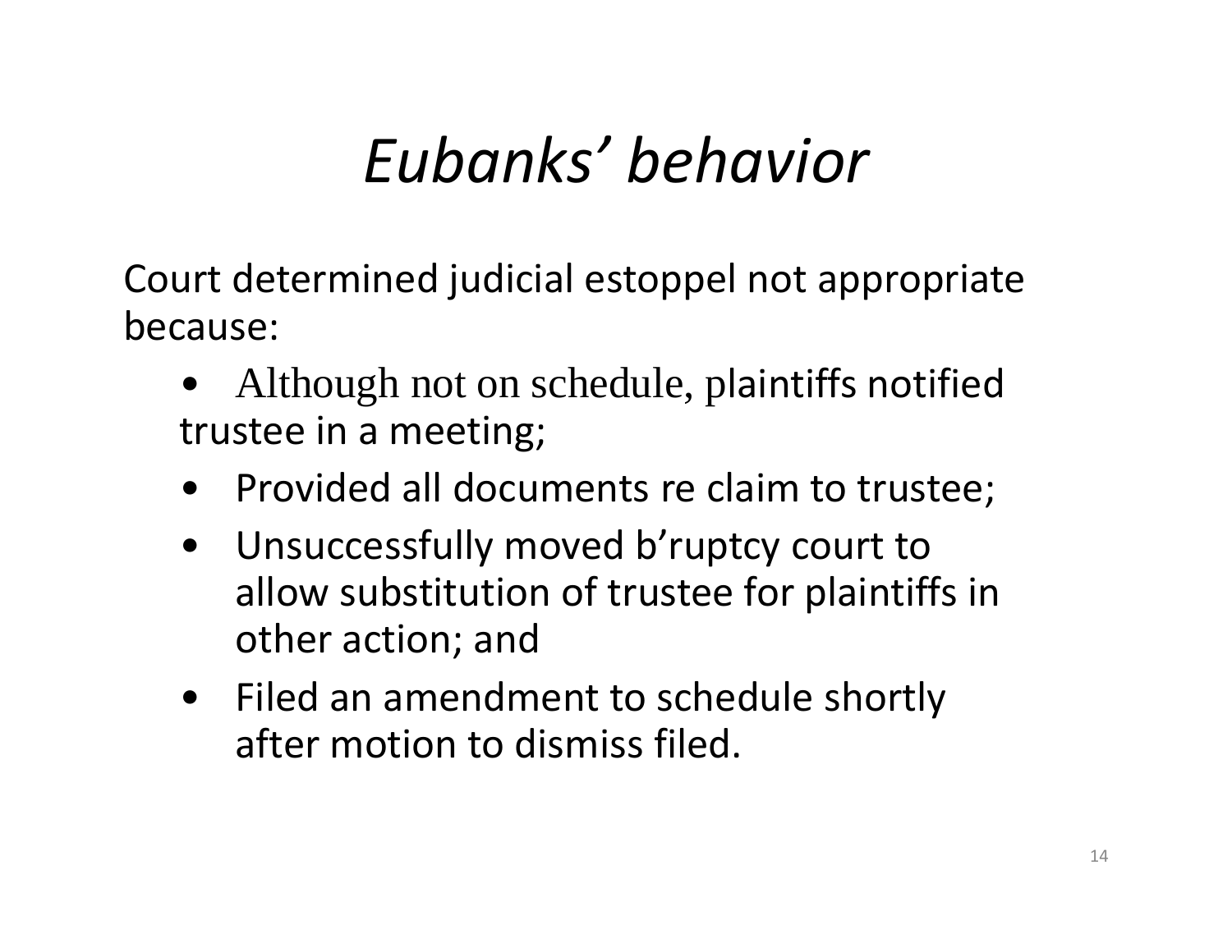# *Eubanks' behavior*

Court determined judicial estoppel not appropriate because:

- Although not on schedule, plaintiffs notified trustee in a meeting;
- Provided all documents re claim to trustee;
- Unsuccessfully moved b'ruptcy court to allow substitution of trustee for plaintiffs in other action; and
- Filed an amendment to schedule shortly after motion to dismiss filed.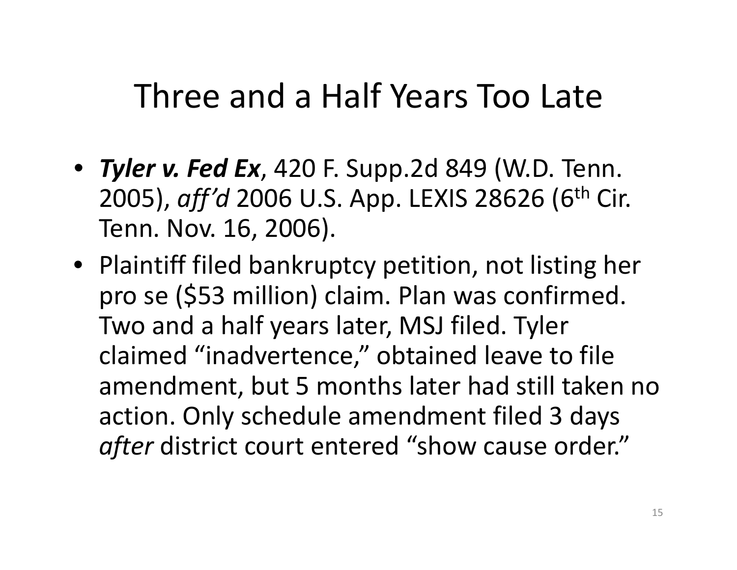# Three and a Half Years Too Late

- ***Tyler v. Fed Ex***, 420 F. Supp.2d 849 (W.D. Tenn. 2005), *aff'd* 2006 U.S. App. LEXIS 28626 (6th Cir. Tenn. Nov. 16, 2006).
- Plaintiff filed bankruptcy petition, not listing her pro se ($53 million) claim. Plan was confirmed. Two and a half years later, MSJ filed. Tyler claimed "inadvertence," obtained leave to file amendment, but 5 months later had still taken no action. Only schedule amendment filed 3 days *after* district court entered "show cause order."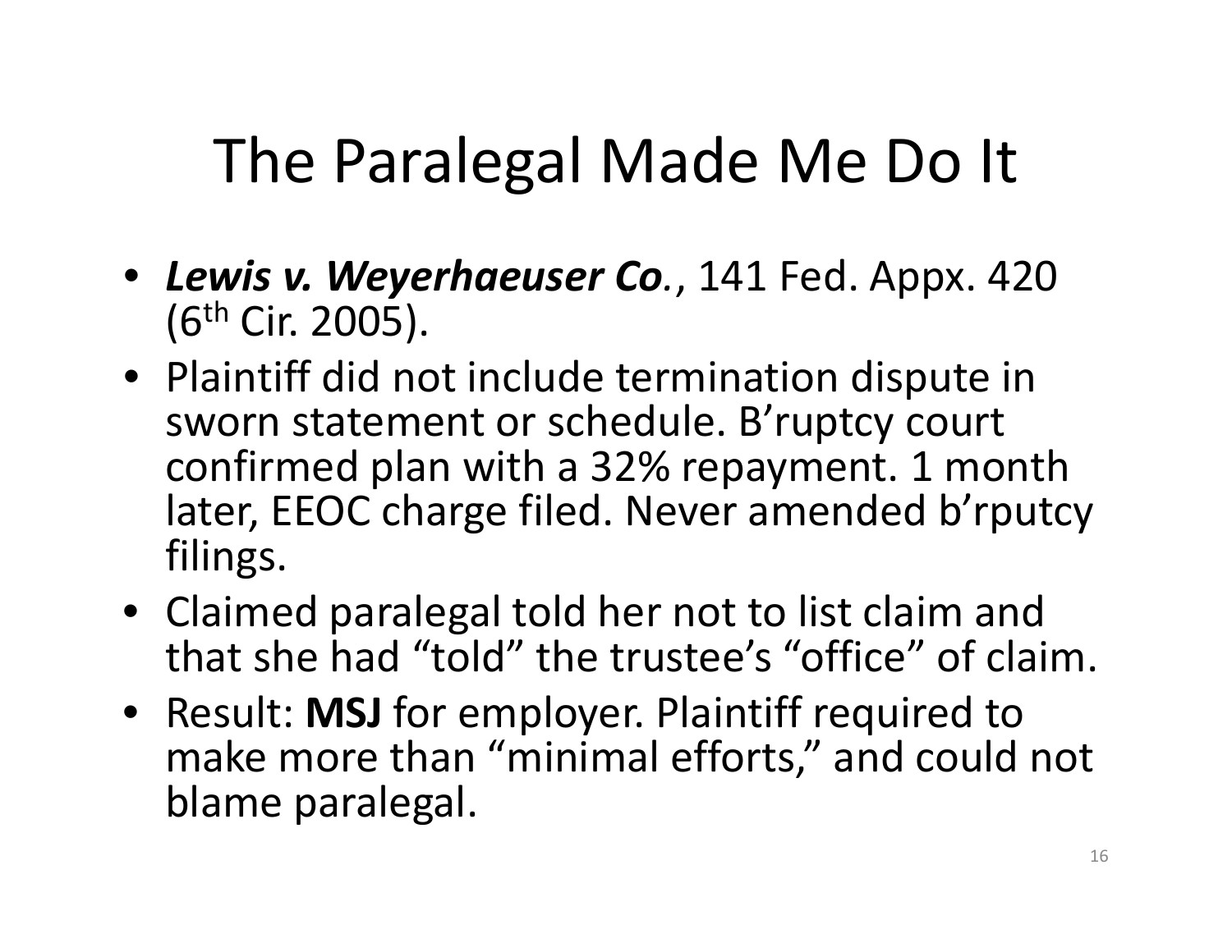# The Paralegal Made Me Do It

- ***Lewis v. Weyerhaeuser Co.***, 141 Fed. Appx. 420 (6th Cir. 2005).
- Plaintiff did not include termination dispute in sworn statement or schedule. B'ruptcy court confirmed plan with a 32% repayment. 1 month later, EEOC charge filed. Never amended b'rputcy filings.
- Claimed paralegal told her not to list claim and that she had "told" the trustee's "office" of claim.
- Result: **MSJ** for employer. Plaintiff required to make more than "minimal efforts," and could not blame paralegal.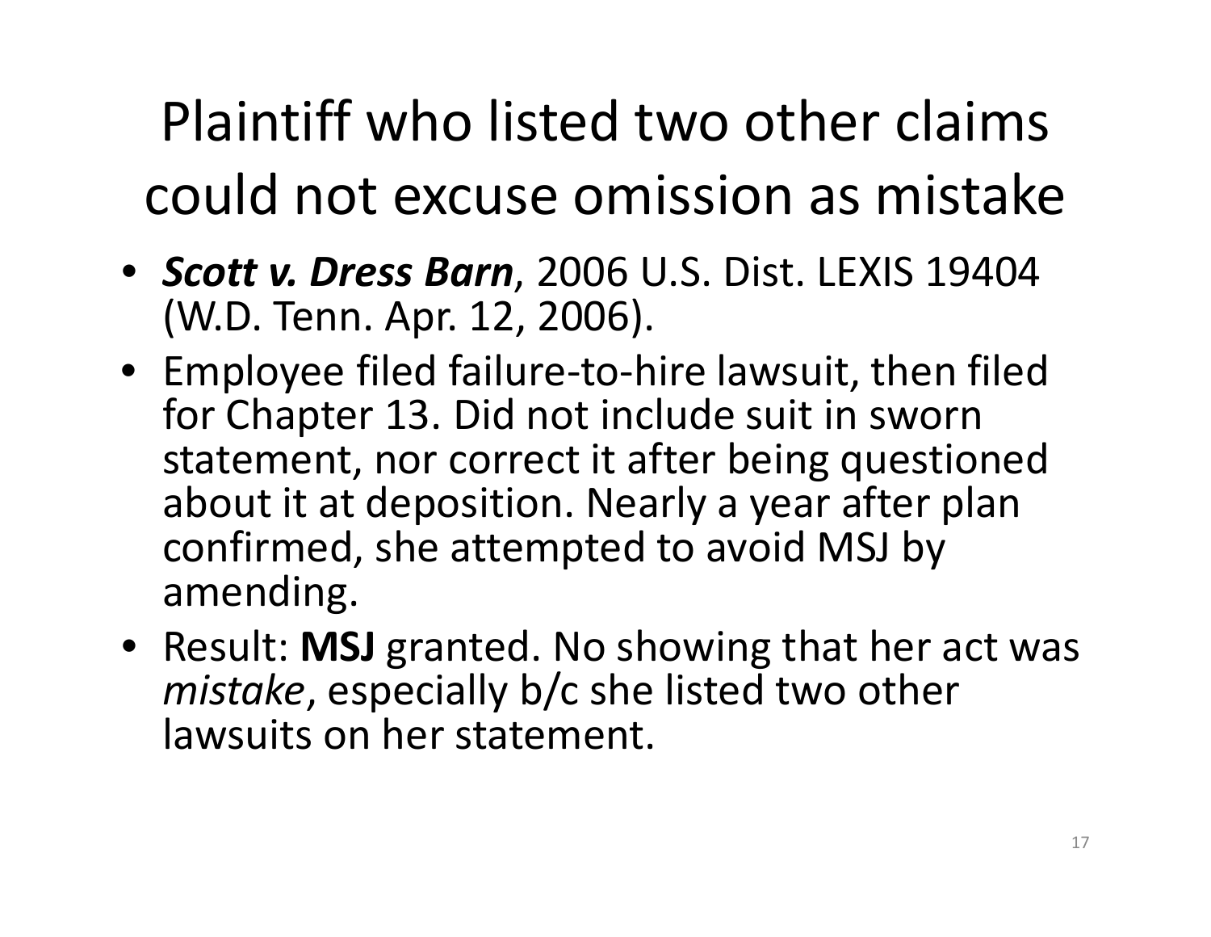# Plaintiff who listed two other claims could not excuse omission as mistake

- ***Scott v. Dress Barn***, 2006 U.S. Dist. LEXIS 19404 (W.D. Tenn. Apr. 12, 2006).
- Employee filed failure-to-hire lawsuit, then filed for Chapter 13. Did not include suit in sworn statement, nor correct it after being questioned about it at deposition. Nearly a year after plan confirmed, she attempted to avoid MSJ by amending.
- Result: **MSJ** granted. No showing that her act was *mistake*, especially b/c she listed two other lawsuits on her statement.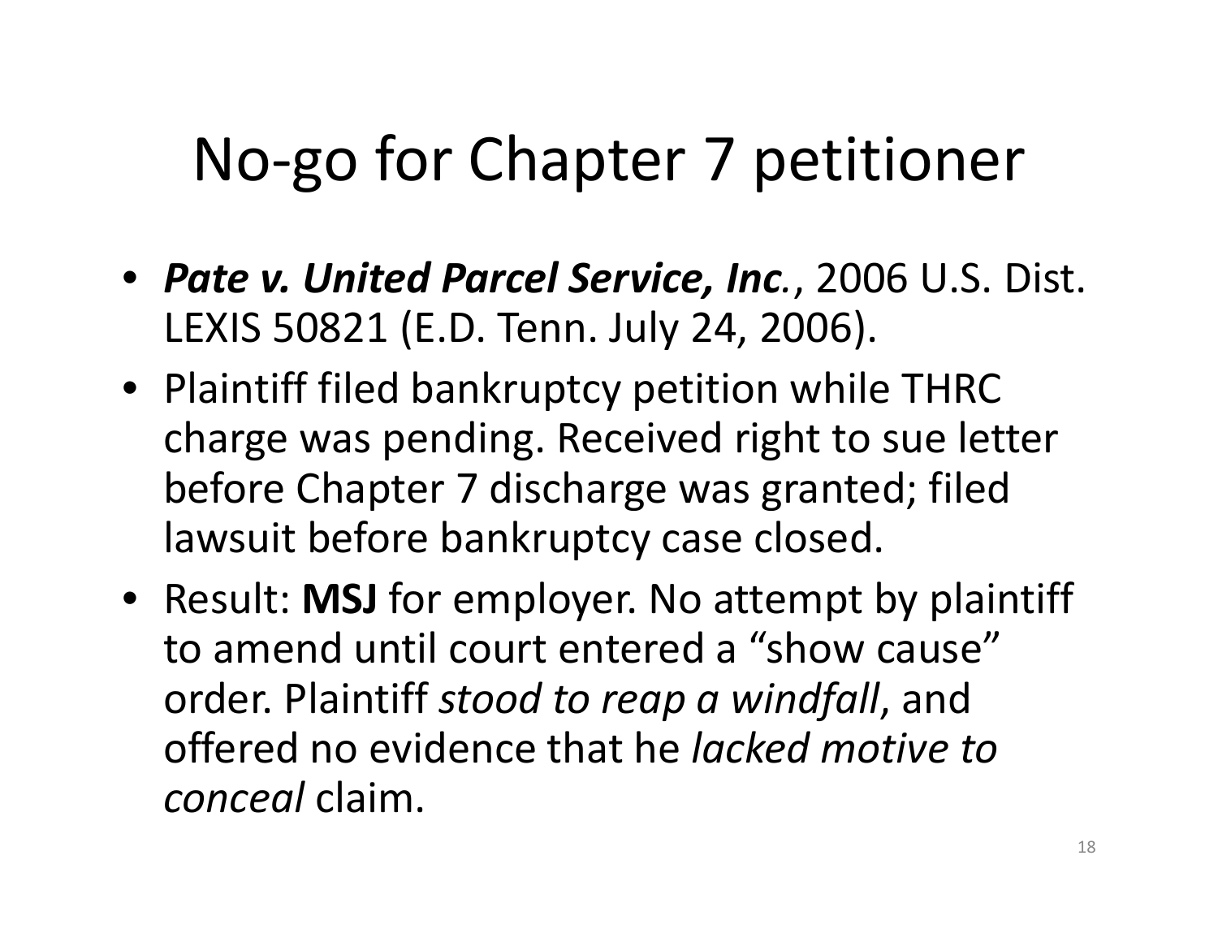# No-go for Chapter 7 petitioner

- ***Pate v. United Parcel Service, Inc.***, 2006 U.S. Dist. LEXIS 50821 (E.D. Tenn. July 24, 2006).
- Plaintiff filed bankruptcy petition while THRC charge was pending. Received right to sue letter before Chapter 7 discharge was granted; filed lawsuit before bankruptcy case closed.
- Result: **MSJ** for employer. No attempt by plaintiff to amend until court entered a "show cause" order. Plaintiff *stood to reap a windfall*, and offered no evidence that he *lacked motive to conceal* claim.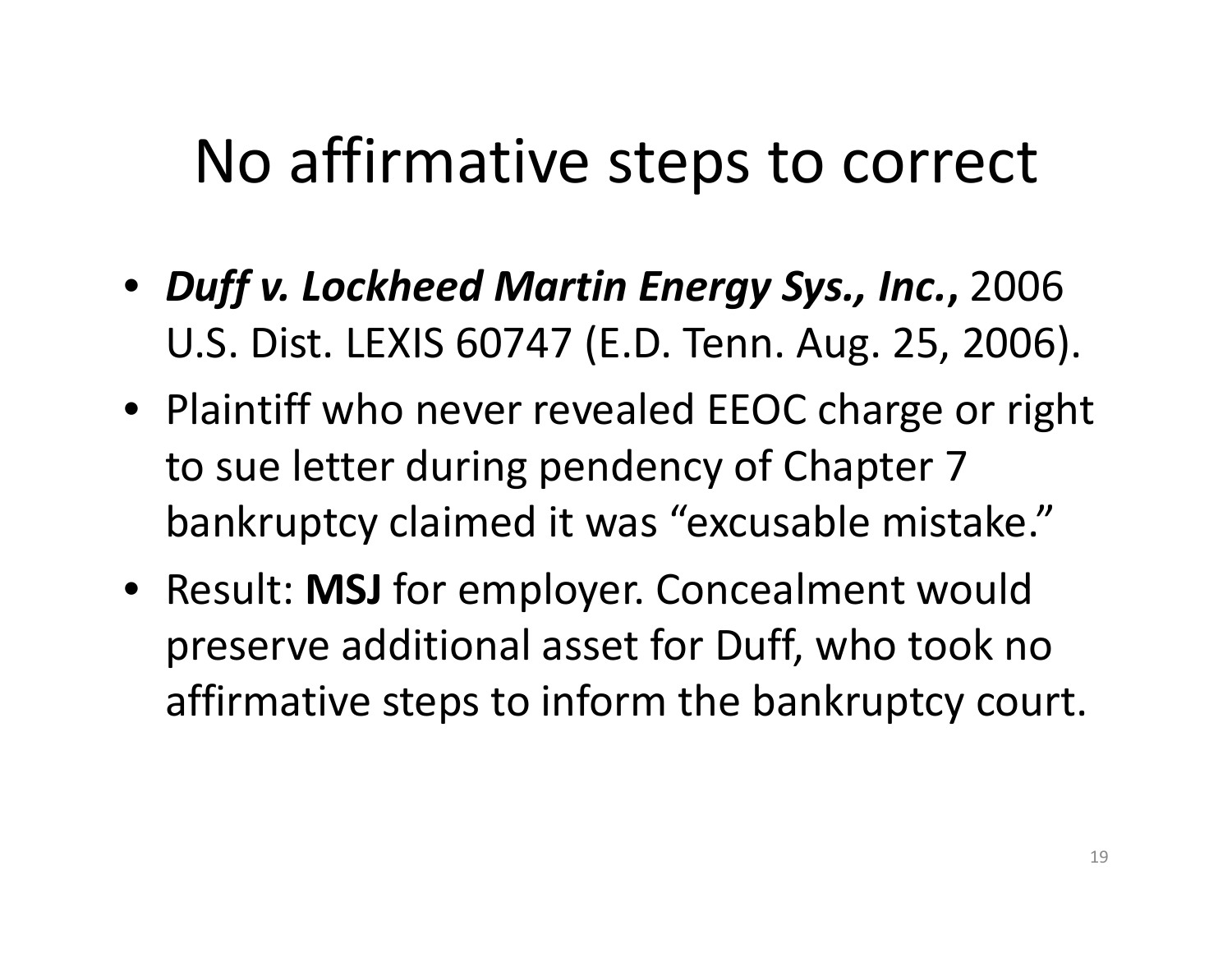# No affirmative steps to correct

- ***Duff v. Lockheed Martin Energy Sys., Inc.*,** 2006 U.S. Dist. LEXIS 60747 (E.D. Tenn. Aug. 25, 2006).
- Plaintiff who never revealed EEOC charge or right to sue letter during pendency of Chapter 7 bankruptcy claimed it was "excusable mistake."
- Result: **MSJ** for employer. Concealment would preserve additional asset for Duff, who took no affirmative steps to inform the bankruptcy court.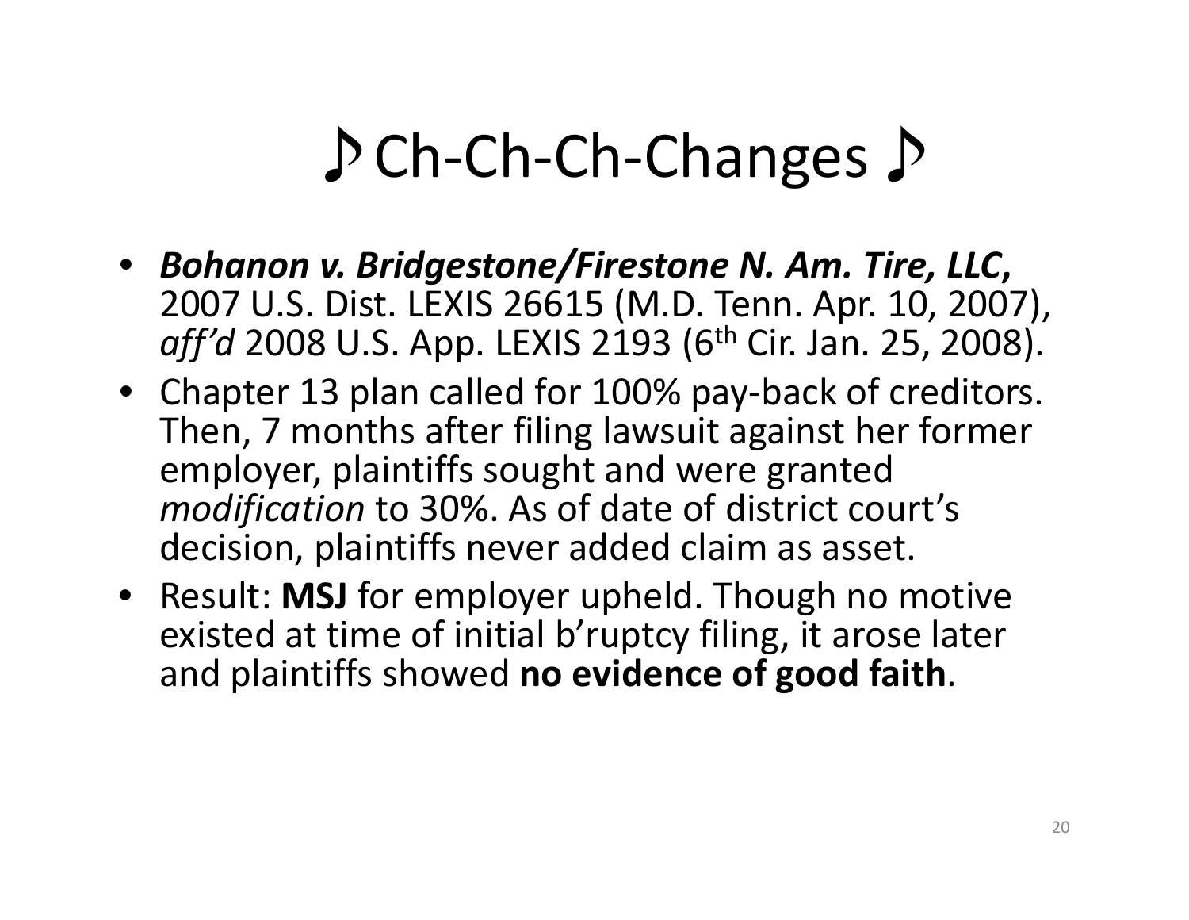# ♪ Ch-Ch-Ch-Changes ♪

- ***Bohanon v. Bridgestone/Firestone N. Am. Tire, LLC,*** 2007 U.S. Dist. LEXIS 26615 (M.D. Tenn. Apr. 10, 2007), *aff'd* 2008 U.S. App. LEXIS 2193 (6th Cir. Jan. 25, 2008).
- Chapter 13 plan called for 100% pay-back of creditors. Then, 7 months after filing lawsuit against her former employer, plaintiffs sought and were granted *modification* to 30%. As of date of district court's decision, plaintiffs never added claim as asset.
- Result: **MSJ** for employer upheld. Though no motive existed at time of initial b'ruptcy filing, it arose later and plaintiffs showed **no evidence of good faith**.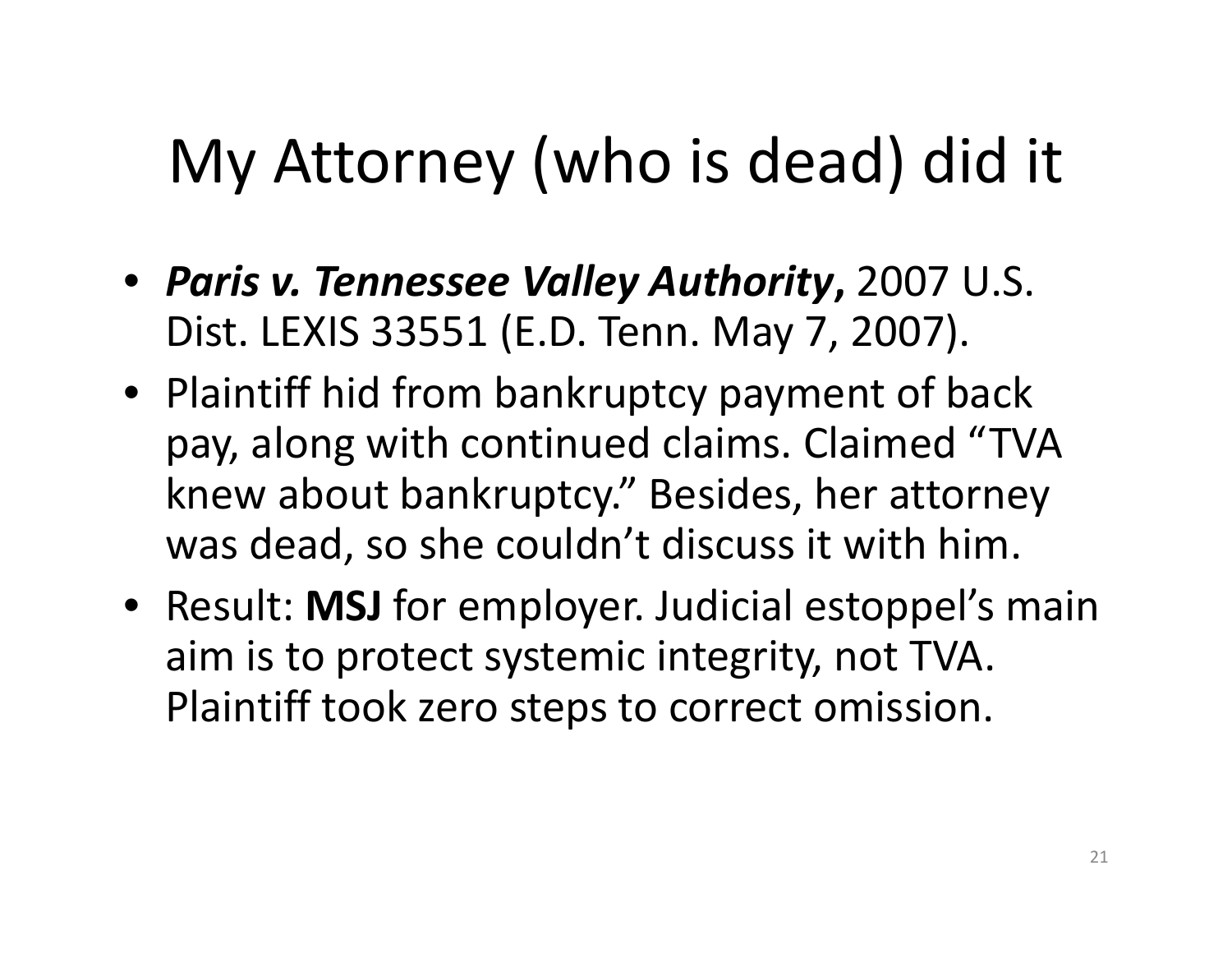# My Attorney (who is dead) did it

- ***Paris v. Tennessee Valley Authority*,** 2007 U.S. Dist. LEXIS 33551 (E.D. Tenn. May 7, 2007).
- Plaintiff hid from bankruptcy payment of back pay, along with continued claims. Claimed "TVA knew about bankruptcy." Besides, her attorney was dead, so she couldn't discuss it with him.
- Result: **MSJ** for employer. Judicial estoppel's main aim is to protect systemic integrity, not TVA. Plaintiff took zero steps to correct omission.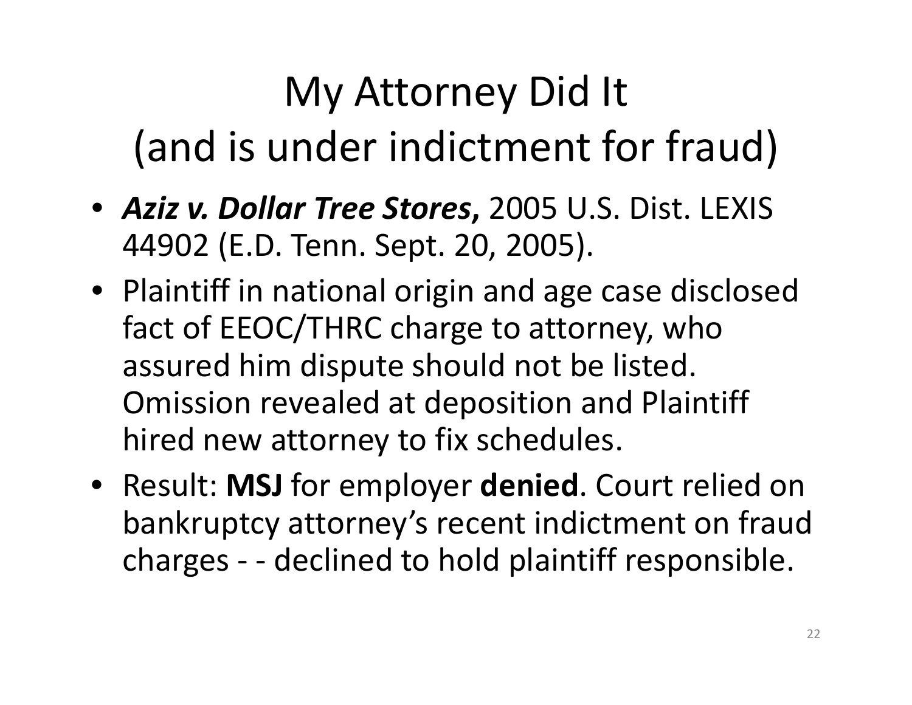# My Attorney Did It (and is under indictment for fraud)

- ***Aziz v. Dollar Tree Stores*,** 2005 U.S. Dist. LEXIS 44902 (E.D. Tenn. Sept. 20, 2005).
- Plaintiff in national origin and age case disclosed fact of EEOC/THRC charge to attorney, who assured him dispute should not be listed. Omission revealed at deposition and Plaintiff hired new attorney to fix schedules.
- Result: **MSJ** for employer **denied**. Court relied on bankruptcy attorney's recent indictment on fraud charges - - declined to hold plaintiff responsible.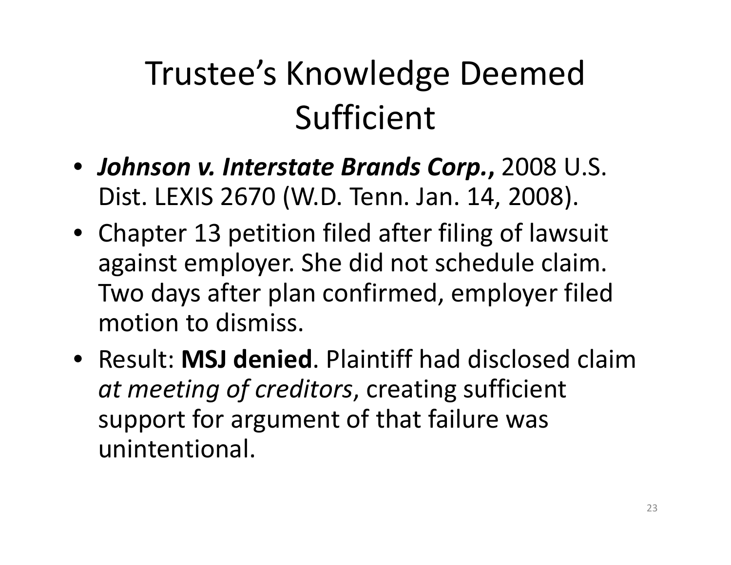# Trustee's Knowledge Deemed Sufficient

- ***Johnson v. Interstate Brands Corp.*,** 2008 U.S. Dist. LEXIS 2670 (W.D. Tenn. Jan. 14, 2008).
- Chapter 13 petition filed after filing of lawsuit against employer. She did not schedule claim. Two days after plan confirmed, employer filed motion to dismiss.
- Result: **MSJ denied**. Plaintiff had disclosed claim *at meeting of creditors*, creating sufficient support for argument of that failure was unintentional.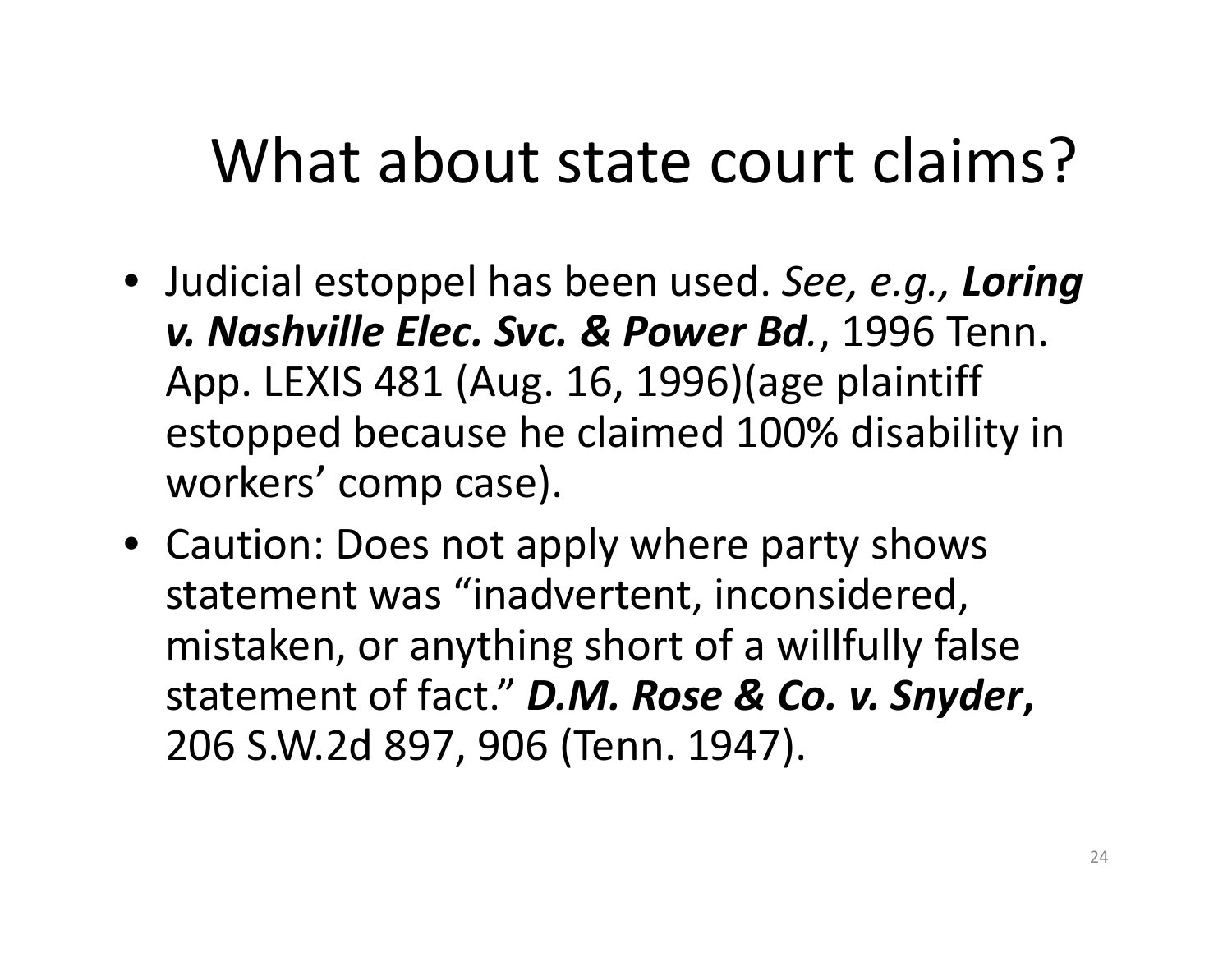# What about state court claims?

- Judicial estoppel has been used. *See, e.g.,* ***Loring v. Nashville Elec. Svc. & Power Bd.***, 1996 Tenn. App. LEXIS 481 (Aug. 16, 1996)(age plaintiff estopped because he claimed 100% disability in workers' comp case).
- Caution: Does not apply where party shows statement was "inadvertent, inconsidered, mistaken, or anything short of a willfully false statement of fact." ***D.M. Rose & Co. v. Snyder***, 206 S.W.2d 897, 906 (Tenn. 1947).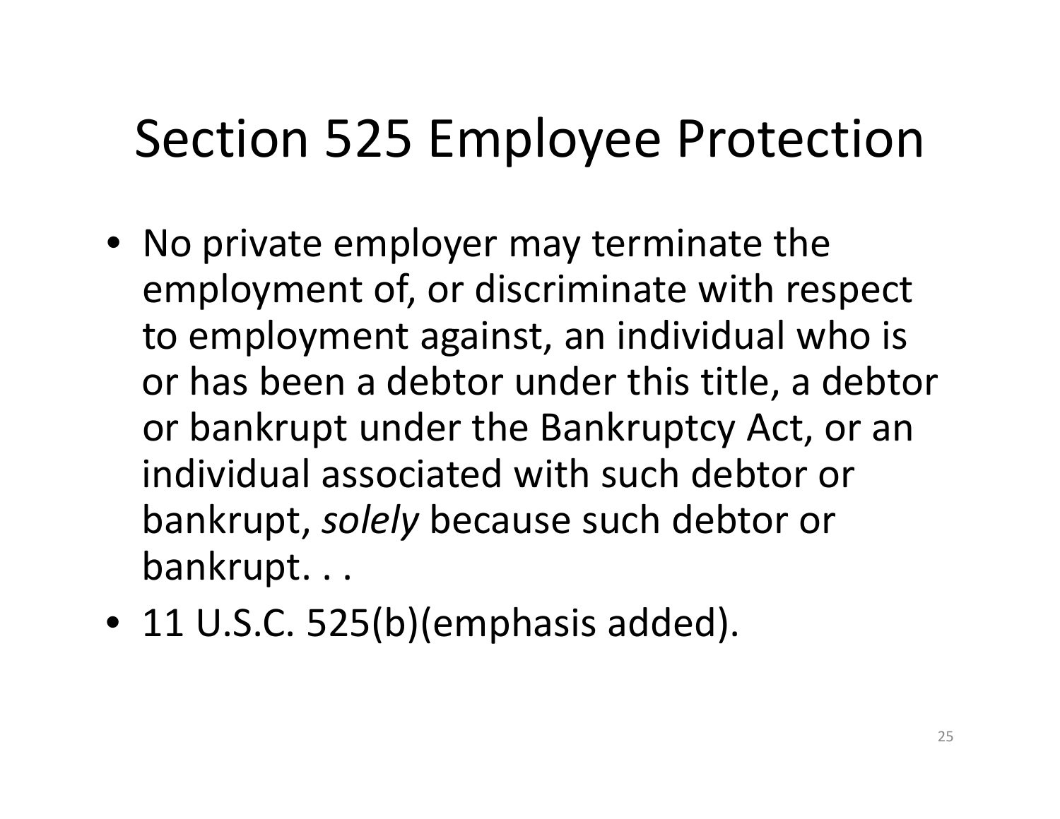# Section 525 Employee Protection

- No private employer may terminate the employment of, or discriminate with respect to employment against, an individual who is or has been a debtor under this title, a debtor or bankrupt under the Bankruptcy Act, or an individual associated with such debtor or bankrupt, *solely* because such debtor or bankrupt. . .
- 11 U.S.C. 525(b)(emphasis added).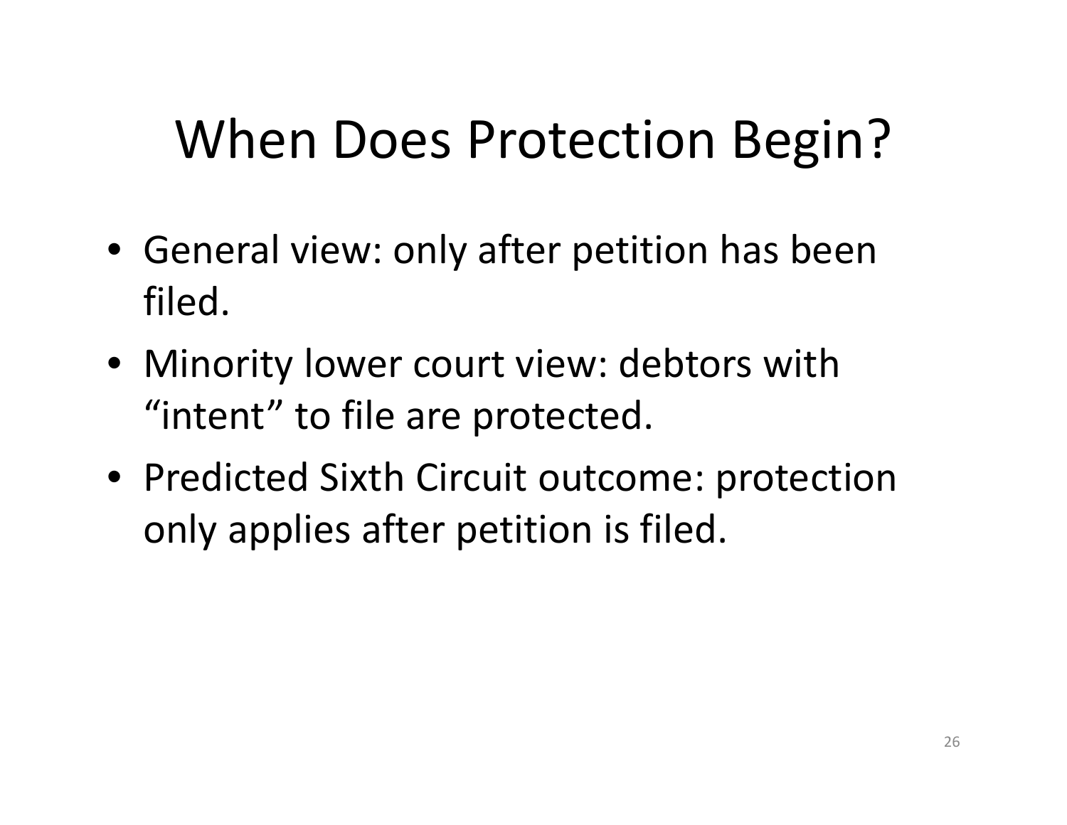# When Does Protection Begin?

- General view: only after petition has been filed.
- Minority lower court view: debtors with "intent" to file are protected.
- Predicted Sixth Circuit outcome: protection only applies after petition is filed.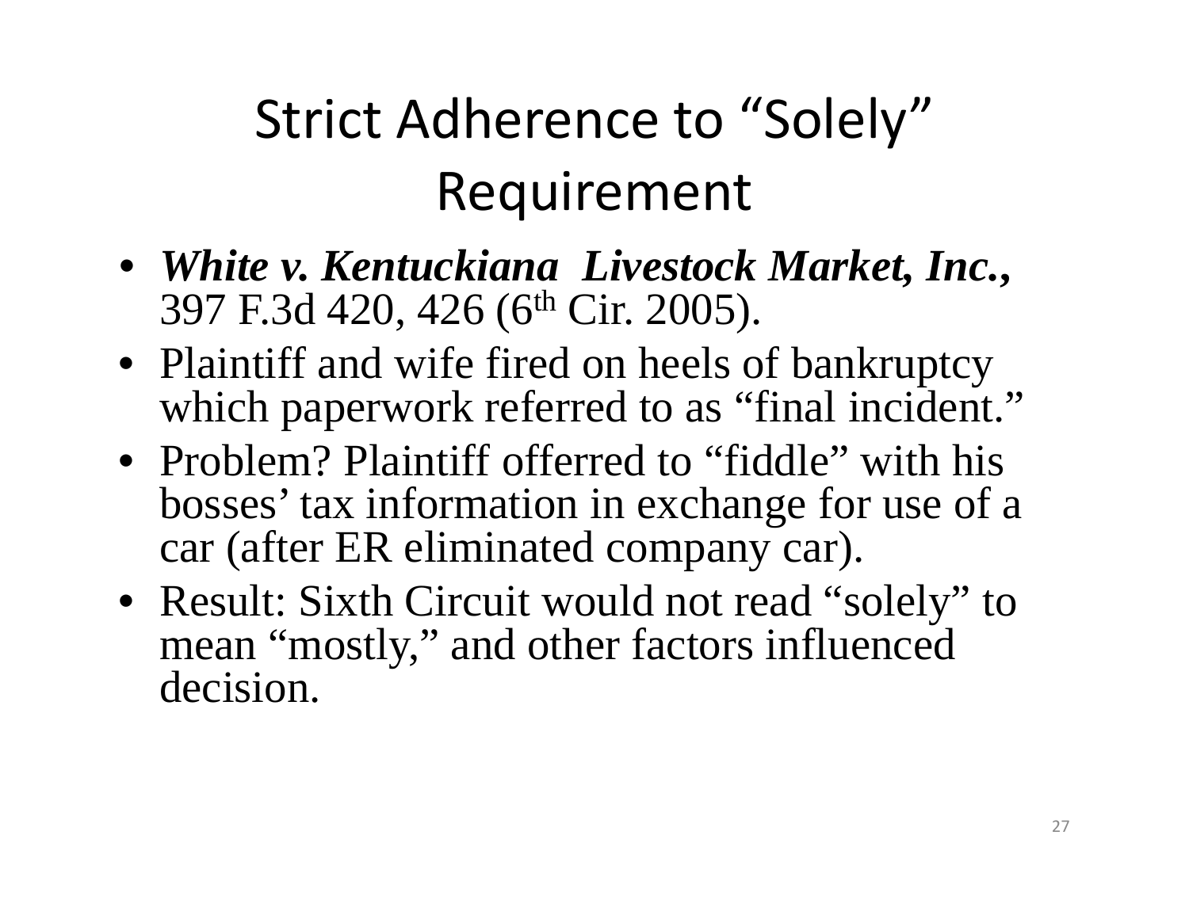# Strict Adherence to "Solely" Requirement

- ***White v. Kentuckiana Livestock Market, Inc.***, 397 F.3d 420, 426 (6th Cir. 2005).
- Plaintiff and wife fired on heels of bankruptcy which paperwork referred to as "final incident."
- Problem? Plaintiff offerred to "fiddle" with his bosses' tax information in exchange for use of a car (after ER eliminated company car).
- Result: Sixth Circuit would not read "solely" to mean "mostly," and other factors influenced decision.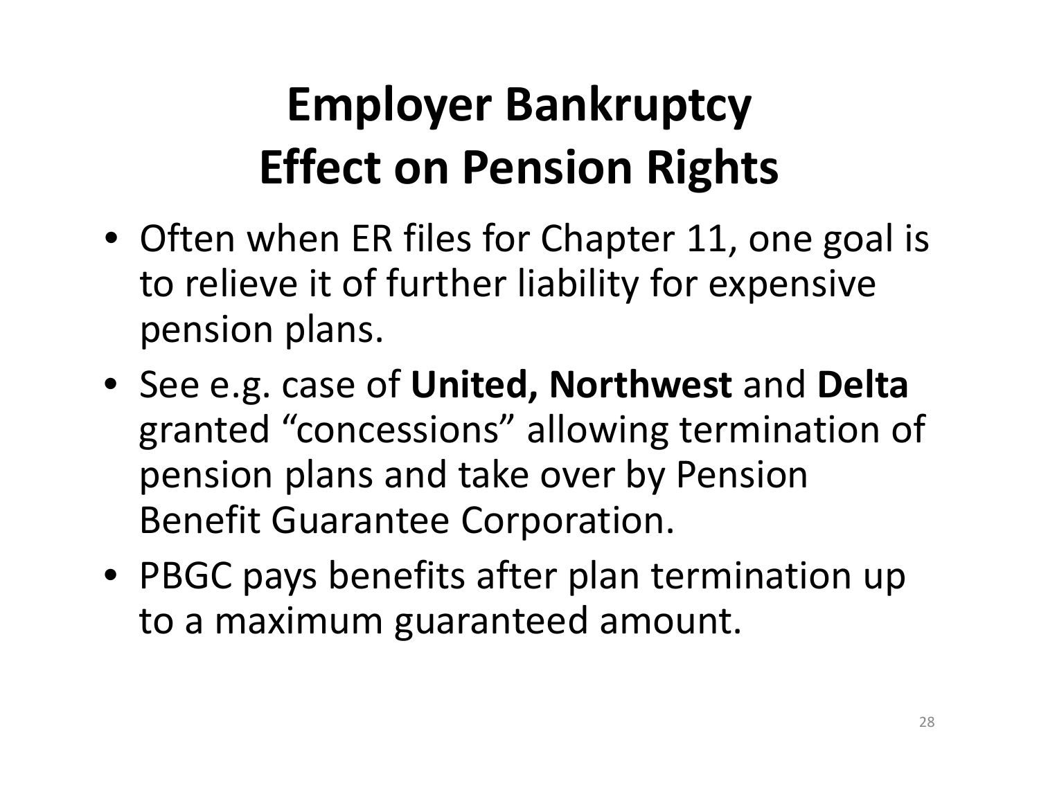# Employer Bankruptcy Effect on Pension Rights

- Often when ER files for Chapter 11, one goal is to relieve it of further liability for expensive pension plans.
- See e.g. case of **United, Northwest** and **Delta** granted “concessions” allowing termination of pension plans and take over by Pension Benefit Guarantee Corporation.
- PBGC pays benefits after plan termination up to a maximum guaranteed amount.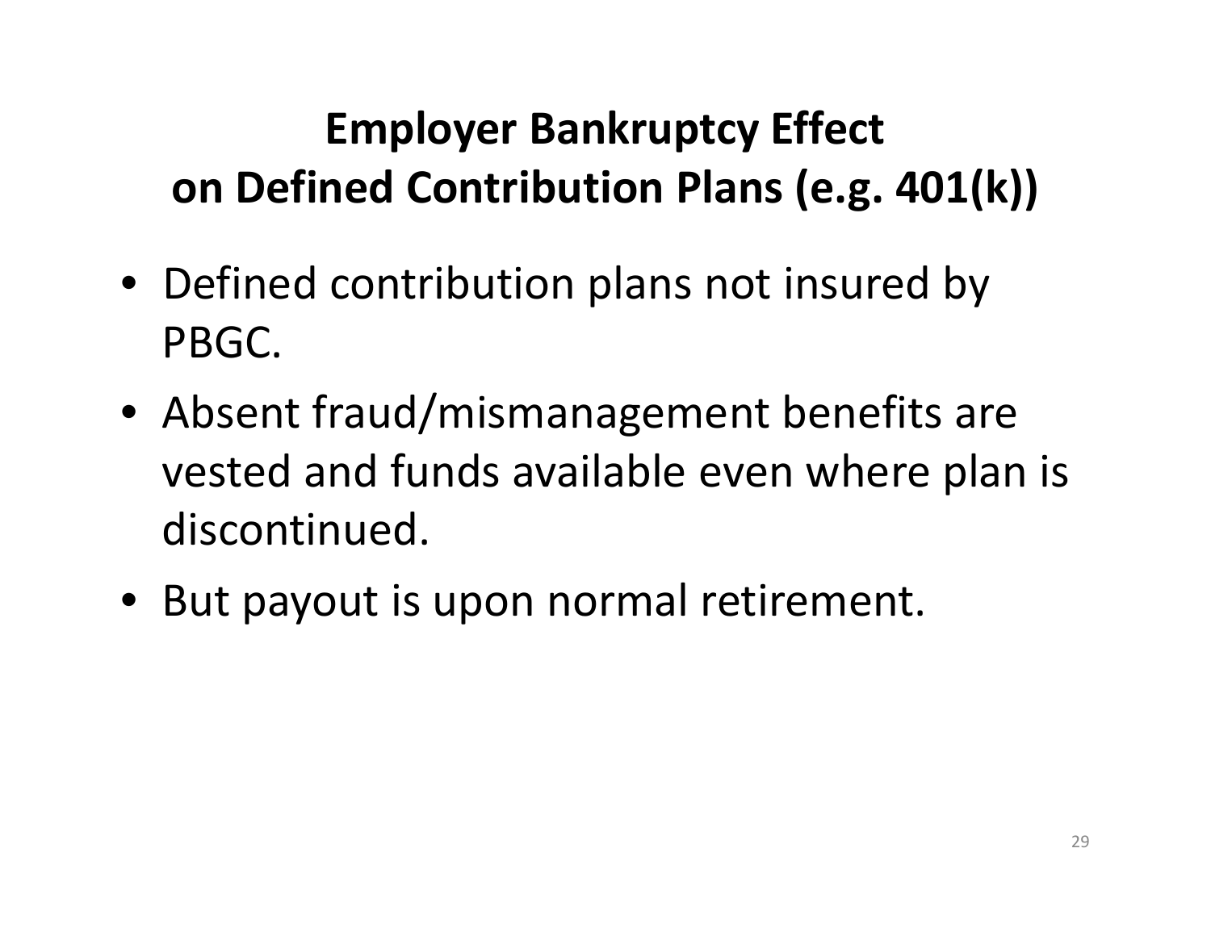# Employer Bankruptcy Effect on Defined Contribution Plans (e.g. 401(k))

- Defined contribution plans not insured by PBGC.
- Absent fraud/mismanagement benefits are vested and funds available even where plan is discontinued.
- But payout is upon normal retirement.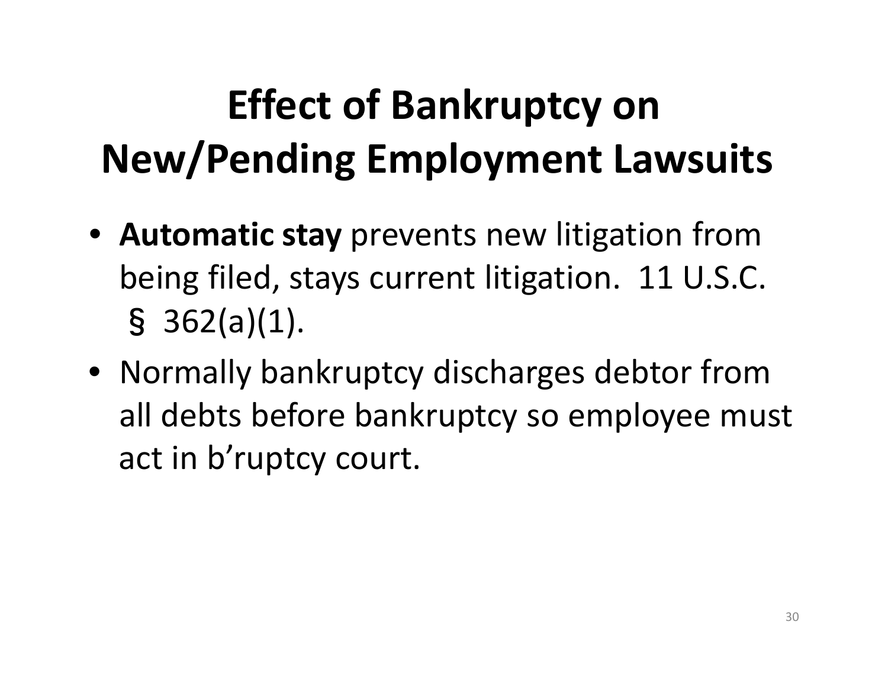# Effect of Bankruptcy on New/Pending Employment Lawsuits

- **Automatic stay** prevents new litigation from being filed, stays current litigation. 11 U.S.C. § 362(a)(1).
- Normally bankruptcy discharges debtor from all debts before bankruptcy so employee must act in b'ruptcy court.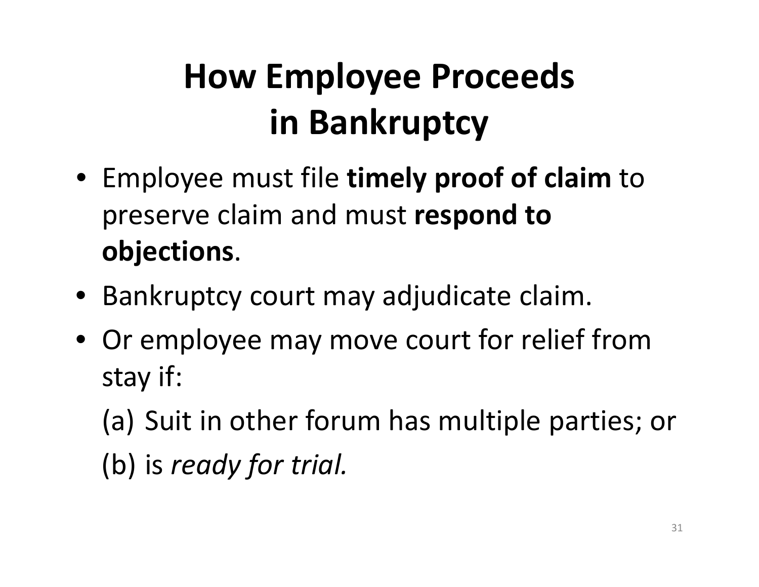# How Employee Proceeds in Bankruptcy

- Employee must file **timely proof of claim** to preserve claim and must **respond to objections**.
- Bankruptcy court may adjudicate claim.
- Or employee may move court for relief from stay if:

  (a) Suit in other forum has multiple parties; or

  (b) is *ready for trial.*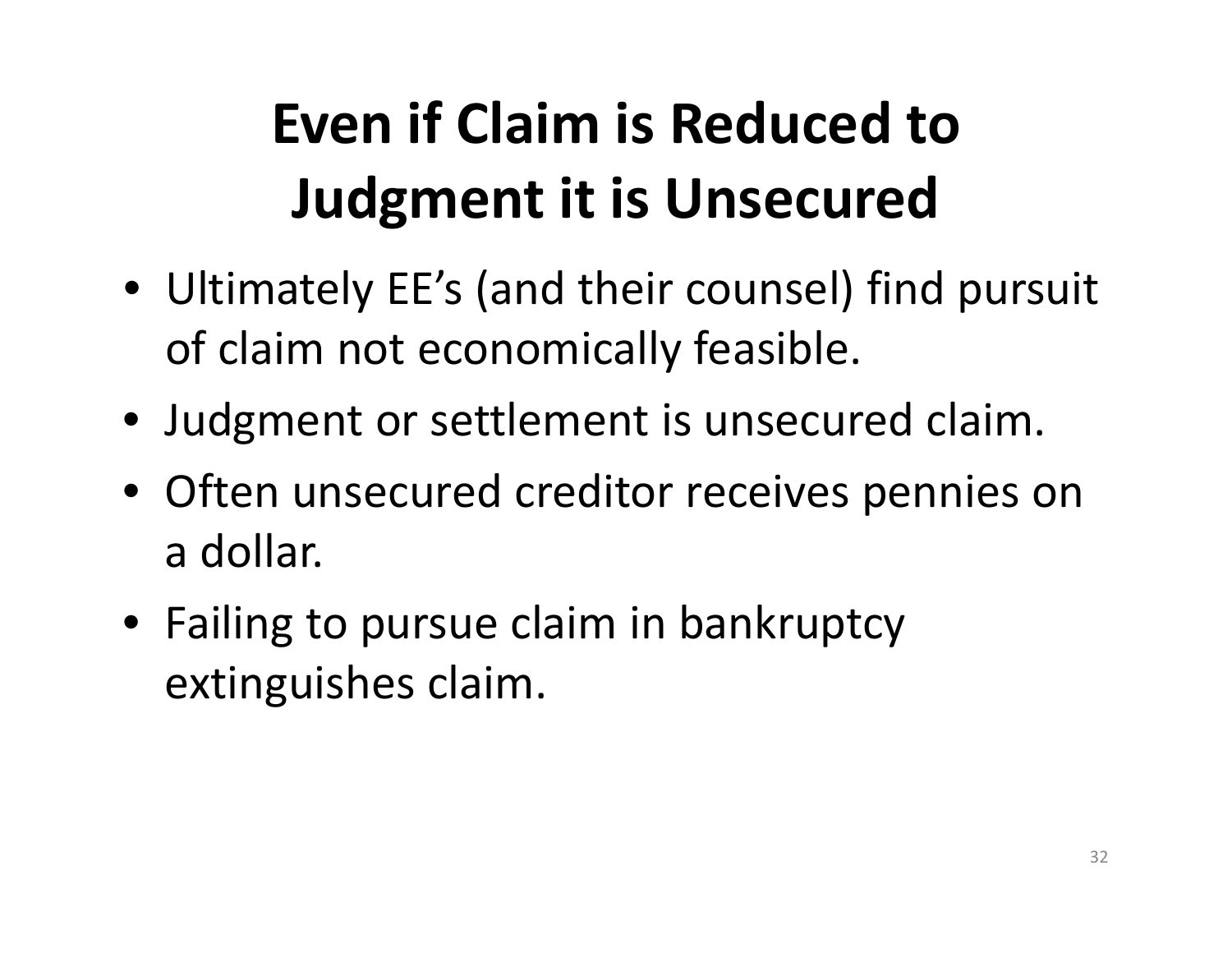# Even if Claim is Reduced to Judgment it is Unsecured

- Ultimately EE's (and their counsel) find pursuit of claim not economically feasible.
- Judgment or settlement is unsecured claim.
- Often unsecured creditor receives pennies on a dollar.
- Failing to pursue claim in bankruptcy extinguishes claim.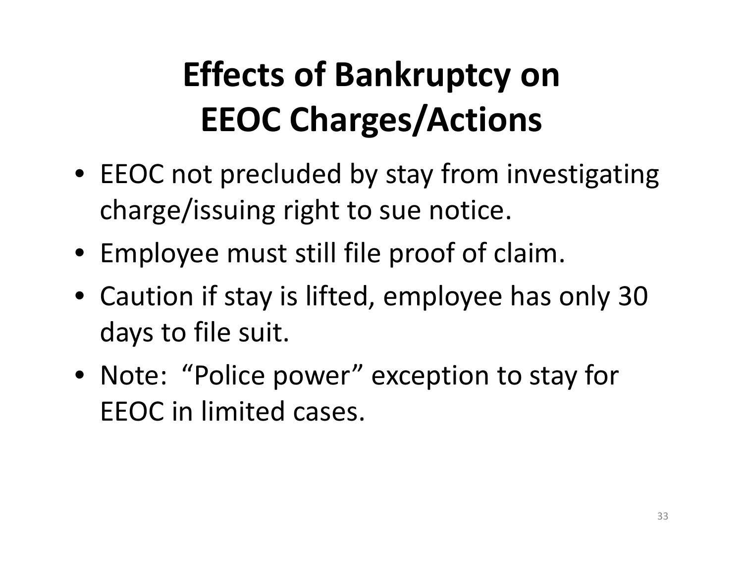# Effects of Bankruptcy on EEOC Charges/Actions

- EEOC not precluded by stay from investigating charge/issuing right to sue notice.
- Employee must still file proof of claim.
- Caution if stay is lifted, employee has only 30 days to file suit.
- Note: "Police power" exception to stay for EEOC in limited cases.